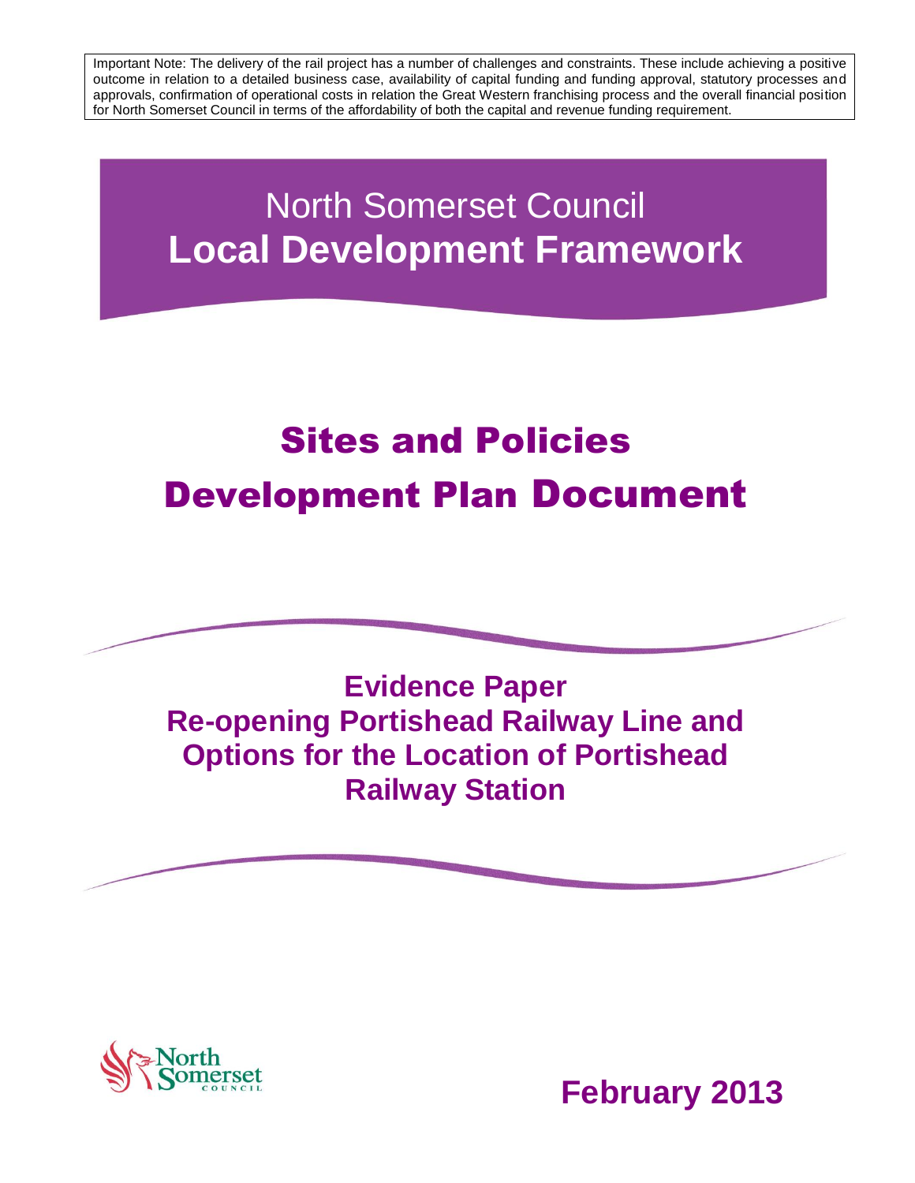Important Note: The delivery of the rail project has a number of challenges and constraints. These include achieving a positive outcome in relation to a detailed business case, availability of capital funding and funding approval, statutory processes and approvals, confirmation of operational costs in relation the Great Western franchising process and the overall financial position for North Somerset Council in terms of the affordability of both the capital and revenue funding requirement.

# North Somerset Council
# Local Development Framework

# Sites and Policies Development Plan Document

## Evidence Paper
## Re-opening Portishead Railway Line and Options for the Location of Portishead Railway Station

North Somerset COUNCIL

**February 2013**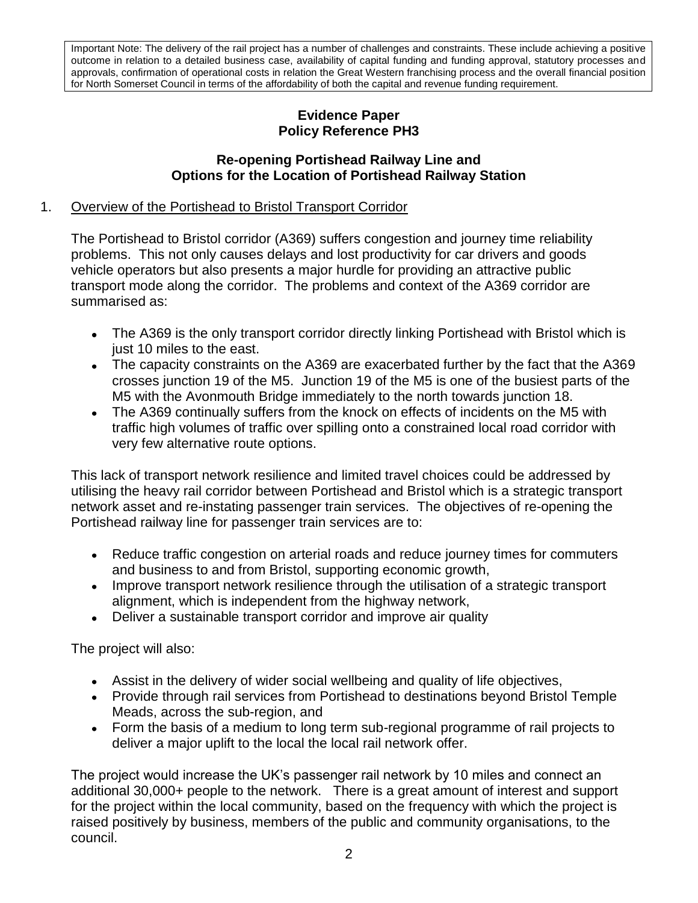Important Note: The delivery of the rail project has a number of challenges and constraints. These include achieving a positive outcome in relation to a detailed business case, availability of capital funding and funding approval, statutory processes and approvals, confirmation of operational costs in relation the Great Western franchising process and the overall financial position for North Somerset Council in terms of the affordability of both the capital and revenue funding requirement.

**Evidence Paper**
**Policy Reference PH3**

**Re-opening Portishead Railway Line and**
**Options for the Location of Portishead Railway Station**

## 1. Overview of the Portishead to Bristol Transport Corridor

The Portishead to Bristol corridor (A369) suffers congestion and journey time reliability problems. This not only causes delays and lost productivity for car drivers and goods vehicle operators but also presents a major hurdle for providing an attractive public transport mode along the corridor. The problems and context of the A369 corridor are summarised as:

- The A369 is the only transport corridor directly linking Portishead with Bristol which is just 10 miles to the east.
- The capacity constraints on the A369 are exacerbated further by the fact that the A369 crosses junction 19 of the M5. Junction 19 of the M5 is one of the busiest parts of the M5 with the Avonmouth Bridge immediately to the north towards junction 18.
- The A369 continually suffers from the knock on effects of incidents on the M5 with traffic high volumes of traffic over spilling onto a constrained local road corridor with very few alternative route options.

This lack of transport network resilience and limited travel choices could be addressed by utilising the heavy rail corridor between Portishead and Bristol which is a strategic transport network asset and re-instating passenger train services. The objectives of re-opening the Portishead railway line for passenger train services are to:

- Reduce traffic congestion on arterial roads and reduce journey times for commuters and business to and from Bristol, supporting economic growth,
- Improve transport network resilience through the utilisation of a strategic transport alignment, which is independent from the highway network,
- Deliver a sustainable transport corridor and improve air quality

The project will also:

- Assist in the delivery of wider social wellbeing and quality of life objectives,
- Provide through rail services from Portishead to destinations beyond Bristol Temple Meads, across the sub-region, and
- Form the basis of a medium to long term sub-regional programme of rail projects to deliver a major uplift to the local the local rail network offer.

The project would increase the UK's passenger rail network by 10 miles and connect an additional 30,000+ people to the network. There is a great amount of interest and support for the project within the local community, based on the frequency with which the project is raised positively by business, members of the public and community organisations, to the council.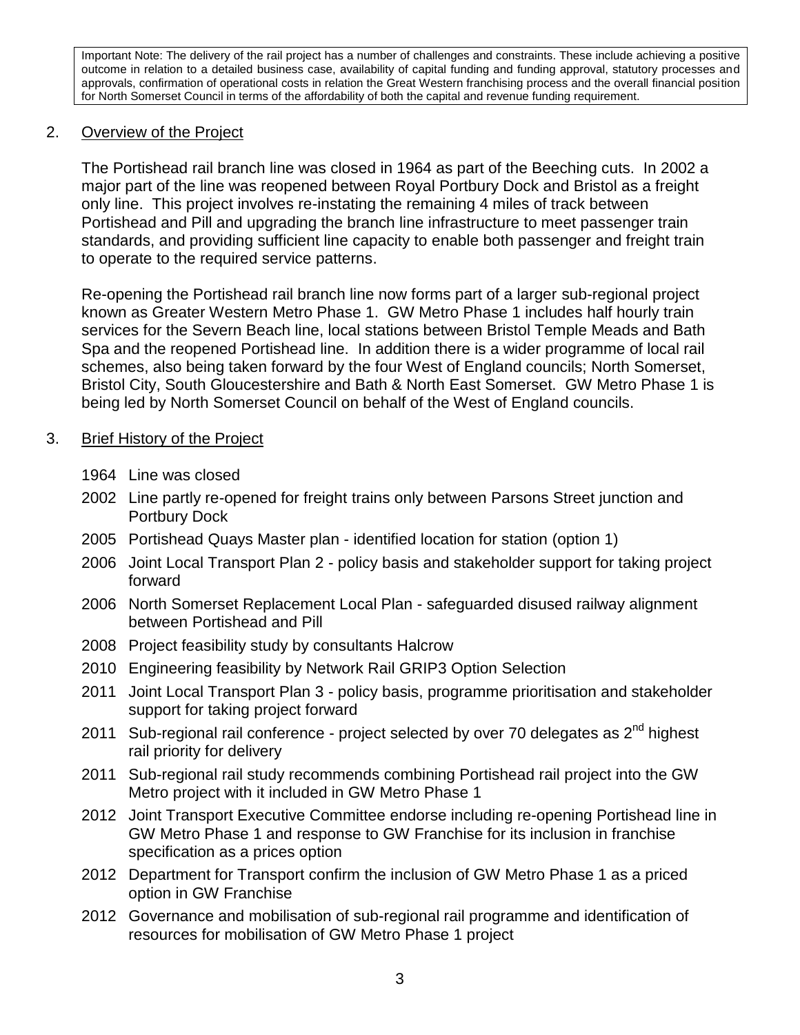Important Note: The delivery of the rail project has a number of challenges and constraints. These include achieving a positive outcome in relation to a detailed business case, availability of capital funding and funding approval, statutory processes and approvals, confirmation of operational costs in relation the Great Western franchising process and the overall financial position for North Somerset Council in terms of the affordability of both the capital and revenue funding requirement.

## 2. Overview of the Project

The Portishead rail branch line was closed in 1964 as part of the Beeching cuts. In 2002 a major part of the line was reopened between Royal Portbury Dock and Bristol as a freight only line. This project involves re-instating the remaining 4 miles of track between Portishead and Pill and upgrading the branch line infrastructure to meet passenger train standards, and providing sufficient line capacity to enable both passenger and freight train to operate to the required service patterns.

Re-opening the Portishead rail branch line now forms part of a larger sub-regional project known as Greater Western Metro Phase 1. GW Metro Phase 1 includes half hourly train services for the Severn Beach line, local stations between Bristol Temple Meads and Bath Spa and the reopened Portishead line. In addition there is a wider programme of local rail schemes, also being taken forward by the four West of England councils; North Somerset, Bristol City, South Gloucestershire and Bath & North East Somerset. GW Metro Phase 1 is being led by North Somerset Council on behalf of the West of England councils.

## 3. Brief History of the Project

- 1964 Line was closed
- 2002 Line partly re-opened for freight trains only between Parsons Street junction and Portbury Dock
- 2005 Portishead Quays Master plan - identified location for station (option 1)
- 2006 Joint Local Transport Plan 2 - policy basis and stakeholder support for taking project forward
- 2006 North Somerset Replacement Local Plan - safeguarded disused railway alignment between Portishead and Pill
- 2008 Project feasibility study by consultants Halcrow
- 2010 Engineering feasibility by Network Rail GRIP3 Option Selection
- 2011 Joint Local Transport Plan 3 - policy basis, programme prioritisation and stakeholder support for taking project forward
- 2011 Sub-regional rail conference - project selected by over 70 delegates as 2nd highest rail priority for delivery
- 2011 Sub-regional rail study recommends combining Portishead rail project into the GW Metro project with it included in GW Metro Phase 1
- 2012 Joint Transport Executive Committee endorse including re-opening Portishead line in GW Metro Phase 1 and response to GW Franchise for its inclusion in franchise specification as a prices option
- 2012 Department for Transport confirm the inclusion of GW Metro Phase 1 as a priced option in GW Franchise
- 2012 Governance and mobilisation of sub-regional rail programme and identification of resources for mobilisation of GW Metro Phase 1 project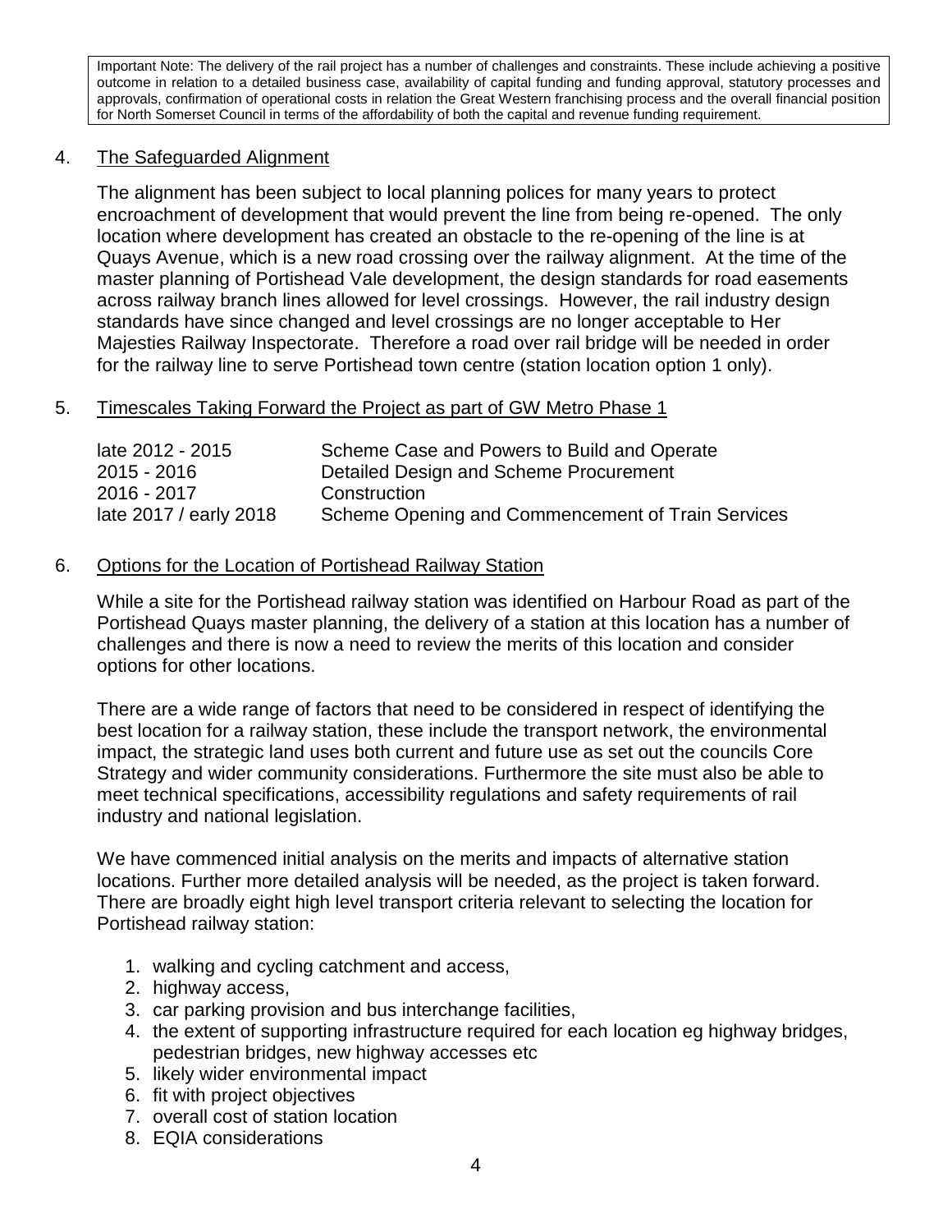Important Note: The delivery of the rail project has a number of challenges and constraints. These include achieving a positive outcome in relation to a detailed business case, availability of capital funding and funding approval, statutory processes and approvals, confirmation of operational costs in relation the Great Western franchising process and the overall financial position for North Somerset Council in terms of the affordability of both the capital and revenue funding requirement.

## 4. The Safeguarded Alignment

The alignment has been subject to local planning polices for many years to protect encroachment of development that would prevent the line from being re-opened. The only location where development has created an obstacle to the re-opening of the line is at Quays Avenue, which is a new road crossing over the railway alignment. At the time of the master planning of Portishead Vale development, the design standards for road easements across railway branch lines allowed for level crossings. However, the rail industry design standards have since changed and level crossings are no longer acceptable to Her Majesties Railway Inspectorate. Therefore a road over rail bridge will be needed in order for the railway line to serve Portishead town centre (station location option 1 only).

## 5. Timescales Taking Forward the Project as part of GW Metro Phase 1

| | |
|---|---|
| late 2012 - 2015 | Scheme Case and Powers to Build and Operate |
| 2015 - 2016 | Detailed Design and Scheme Procurement |
| 2016 - 2017 | Construction |
| late 2017 / early 2018 | Scheme Opening and Commencement of Train Services |

## 6. Options for the Location of Portishead Railway Station

While a site for the Portishead railway station was identified on Harbour Road as part of the Portishead Quays master planning, the delivery of a station at this location has a number of challenges and there is now a need to review the merits of this location and consider options for other locations.

There are a wide range of factors that need to be considered in respect of identifying the best location for a railway station, these include the transport network, the environmental impact, the strategic land uses both current and future use as set out the councils Core Strategy and wider community considerations. Furthermore the site must also be able to meet technical specifications, accessibility regulations and safety requirements of rail industry and national legislation.

We have commenced initial analysis on the merits and impacts of alternative station locations. Further more detailed analysis will be needed, as the project is taken forward. There are broadly eight high level transport criteria relevant to selecting the location for Portishead railway station:

1. walking and cycling catchment and access,
2. highway access,
3. car parking provision and bus interchange facilities,
4. the extent of supporting infrastructure required for each location eg highway bridges, pedestrian bridges, new highway accesses etc
5. likely wider environmental impact
6. fit with project objectives
7. overall cost of station location
8. EQIA considerations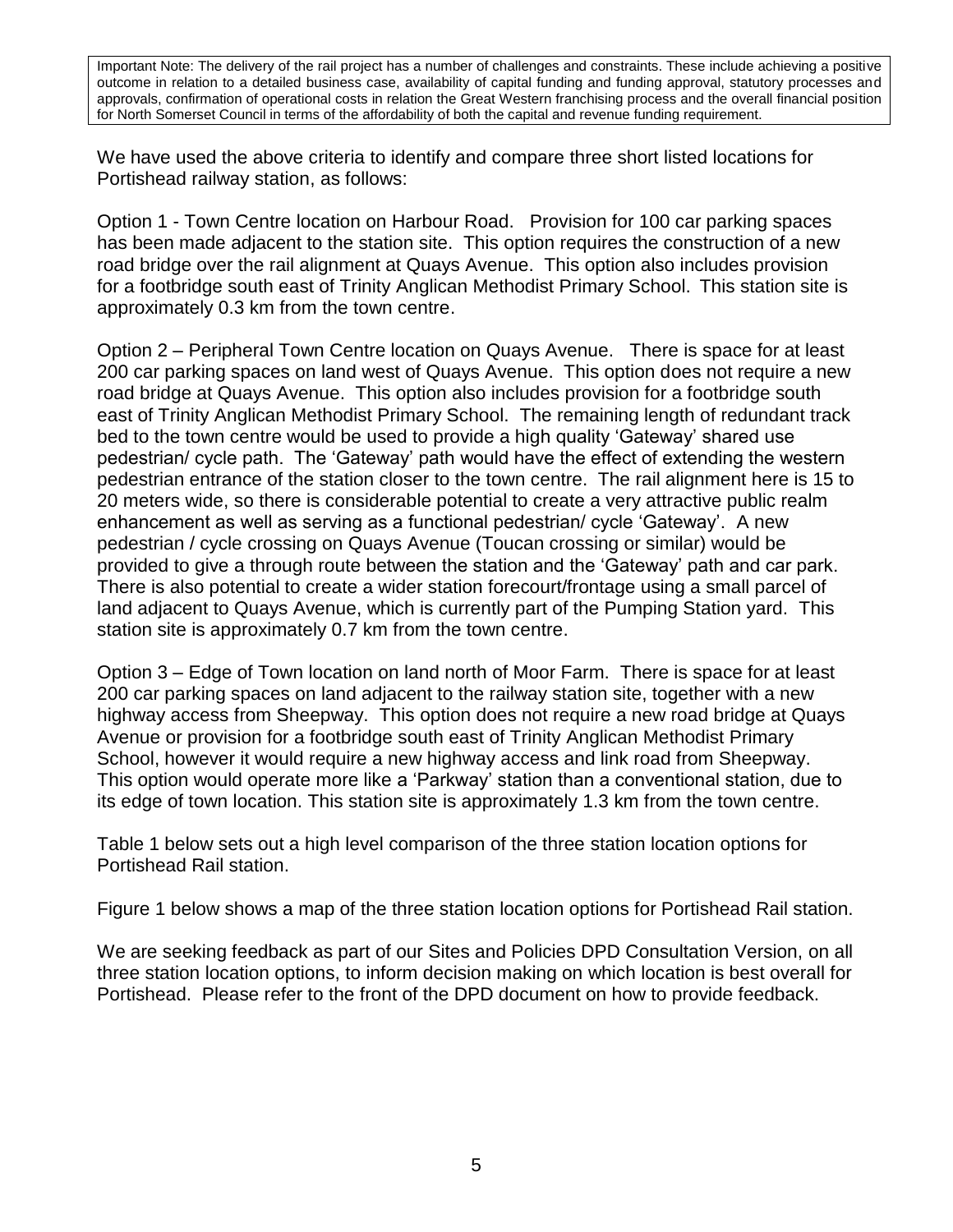> Important Note: The delivery of the rail project has a number of challenges and constraints. These include achieving a positive outcome in relation to a detailed business case, availability of capital funding and funding approval, statutory processes and approvals, confirmation of operational costs in relation the Great Western franchising process and the overall financial position for North Somerset Council in terms of the affordability of both the capital and revenue funding requirement.

We have used the above criteria to identify and compare three short listed locations for Portishead railway station, as follows:

Option 1 - Town Centre location on Harbour Road. Provision for 100 car parking spaces has been made adjacent to the station site. This option requires the construction of a new road bridge over the rail alignment at Quays Avenue. This option also includes provision for a footbridge south east of Trinity Anglican Methodist Primary School. This station site is approximately 0.3 km from the town centre.

Option 2 – Peripheral Town Centre location on Quays Avenue. There is space for at least 200 car parking spaces on land west of Quays Avenue. This option does not require a new road bridge at Quays Avenue. This option also includes provision for a footbridge south east of Trinity Anglican Methodist Primary School. The remaining length of redundant track bed to the town centre would be used to provide a high quality 'Gateway' shared use pedestrian/ cycle path. The 'Gateway' path would have the effect of extending the western pedestrian entrance of the station closer to the town centre. The rail alignment here is 15 to 20 meters wide, so there is considerable potential to create a very attractive public realm enhancement as well as serving as a functional pedestrian/ cycle 'Gateway'. A new pedestrian / cycle crossing on Quays Avenue (Toucan crossing or similar) would be provided to give a through route between the station and the 'Gateway' path and car park. There is also potential to create a wider station forecourt/frontage using a small parcel of land adjacent to Quays Avenue, which is currently part of the Pumping Station yard. This station site is approximately 0.7 km from the town centre.

Option 3 – Edge of Town location on land north of Moor Farm. There is space for at least 200 car parking spaces on land adjacent to the railway station site, together with a new highway access from Sheepway. This option does not require a new road bridge at Quays Avenue or provision for a footbridge south east of Trinity Anglican Methodist Primary School, however it would require a new highway access and link road from Sheepway. This option would operate more like a 'Parkway' station than a conventional station, due to its edge of town location. This station site is approximately 1.3 km from the town centre.

Table 1 below sets out a high level comparison of the three station location options for Portishead Rail station.

Figure 1 below shows a map of the three station location options for Portishead Rail station.

We are seeking feedback as part of our Sites and Policies DPD Consultation Version, on all three station location options, to inform decision making on which location is best overall for Portishead. Please refer to the front of the DPD document on how to provide feedback.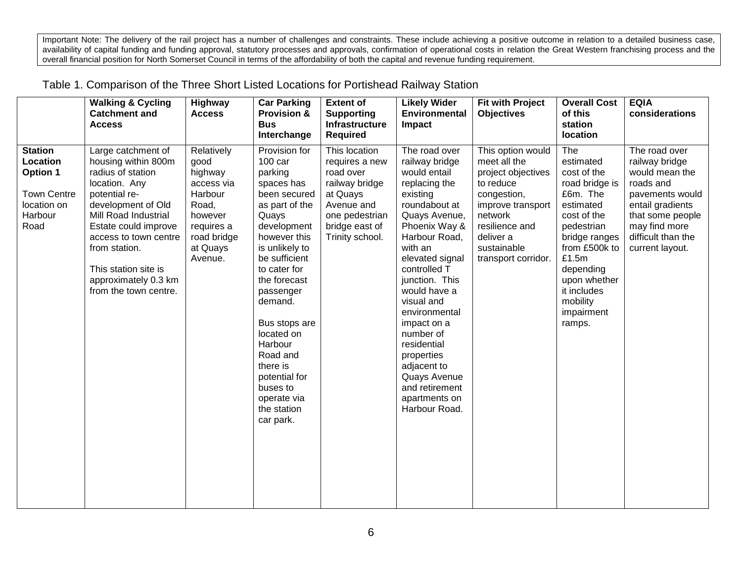Important Note: The delivery of the rail project has a number of challenges and constraints. These include achieving a positive outcome in relation to a detailed business case, availability of capital funding and funding approval, statutory processes and approvals, confirmation of operational costs in relation the Great Western franchising process and the overall financial position for North Somerset Council in terms of the affordability of both the capital and revenue funding requirement.

Table 1. Comparison of the Three Short Listed Locations for Portishead Railway Station

| | Walking & Cycling Catchment and Access | Highway Access | Car Parking Provision & Bus Interchange | Extent of Supporting Infrastructure Required | Likely Wider Environmental Impact | Fit with Project Objectives | Overall Cost of this station location | EQIA considerations |
|---|---|---|---|---|---|---|---|---|
| **Station Location Option 1**<br><br>Town Centre location on Harbour Road | Large catchment of housing within 800m radius of station location. Any potential re-development of Old Mill Road Industrial Estate could improve access to town centre from station.<br><br>This station site is approximately 0.3 km from the town centre. | Relatively good highway access via Harbour Road, however requires a road bridge at Quays Avenue. | Provision for 100 car parking spaces has been secured as part of the Quays development however this is unlikely to be sufficient to cater for the forecast passenger demand.<br><br>Bus stops are located on Harbour Road and there is potential for buses to operate via the station car park. | This location requires a new road over railway bridge at Quays Avenue and one pedestrian bridge east of Trinity school. | The road over railway bridge would entail replacing the existing roundabout at Quays Avenue, Phoenix Way & Harbour Road, with an elevated signal controlled T junction. This would have a visual and environmental impact on a number of residential properties adjacent to Quays Avenue and retirement apartments on Harbour Road. | This option would meet all the project objectives to reduce congestion, improve transport network resilience and deliver a sustainable transport corridor. | The estimated cost of the road bridge is £6m. The estimated cost of the pedestrian bridge ranges from £500k to £1.5m depending upon whether it includes mobility impairment ramps. | The road over railway bridge would mean the roads and pavements would entail gradients that some people may find more difficult than the current layout. |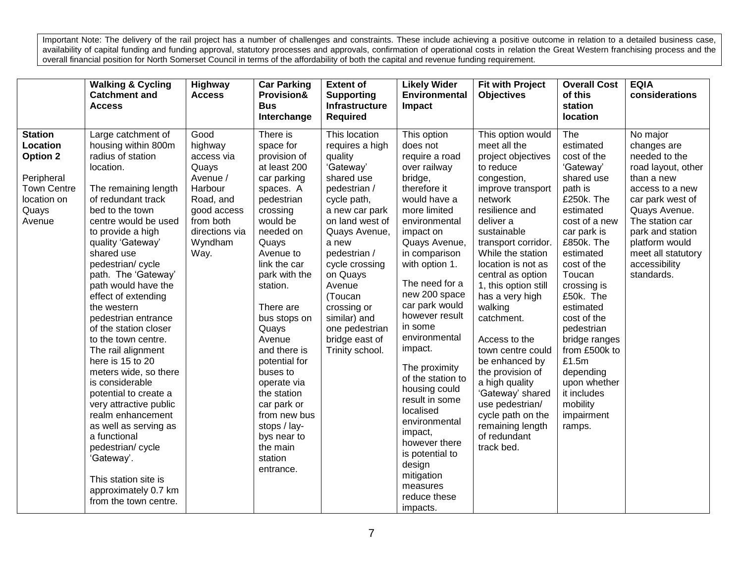Important Note: The delivery of the rail project has a number of challenges and constraints. These include achieving a positive outcome in relation to a detailed business case, availability of capital funding and funding approval, statutory processes and approvals, confirmation of operational costs in relation the Great Western franchising process and the overall financial position for North Somerset Council in terms of the affordability of both the capital and revenue funding requirement.

| | Walking & Cycling Catchment and Access | Highway Access | Car Parking Provision& Bus Interchange | Extent of Supporting Infrastructure Required | Likely Wider Environmental Impact | Fit with Project Objectives | Overall Cost of this station location | EQIA considerations |
|---|---|---|---|---|---|---|---|---|
| **Station Location Option 2**<br><br>Peripheral Town Centre location on Quays Avenue | Large catchment of housing within 800m radius of station location.<br><br>The remaining length of redundant track bed to the town centre would be used to provide a high quality 'Gateway' shared use pedestrian/ cycle path. The 'Gateway' path would have the effect of extending the western pedestrian entrance of the station closer to the town centre. The rail alignment here is 15 to 20 meters wide, so there is considerable potential to create a very attractive public realm enhancement as well as serving as a functional pedestrian/ cycle 'Gateway'.<br><br>This station site is approximately 0.7 km from the town centre. | Good highway access via Quays Avenue / Harbour Road, and good access from both directions via Wyndham Way. | There is space for provision of at least 200 car parking spaces. A pedestrian crossing would be needed on Quays Avenue to link the car park with the station.<br><br>There are bus stops on Quays Avenue and there is potential for buses to operate via the station car park or from new bus stops / lay-bys near to the main station entrance. | This location requires a high quality 'Gateway' shared use pedestrian / cycle path, a new car park on land west of Quays Avenue, a new pedestrian / cycle crossing on Quays Avenue (Toucan crossing or similar) and one pedestrian bridge east of Trinity school. | This option does not require a road over railway bridge, therefore it would have a more limited environmental impact on Quays Avenue, in comparison with option 1.<br><br>The need for a new 200 space car park would however result in some environmental impact.<br><br>The proximity of the station to housing could result in some localised environmental impact, however there is potential to design mitigation measures reduce these impacts. | This option would meet all the project objectives to reduce congestion, improve transport network resilience and deliver a sustainable transport corridor. While the station location is not as central as option 1, this option still has a very high walking catchment.<br><br>Access to the town centre could be enhanced by the provision of a high quality 'Gateway' shared use pedestrian/ cycle path on the remaining length of redundant track bed. | The estimated cost of the 'Gateway' shared use path is £250k. The estimated cost of a new car park is £850k. The estimated cost of the Toucan crossing is £50k. The estimated cost of the pedestrian bridge ranges from £500k to £1.5m depending upon whether it includes mobility impairment ramps. | No major changes are needed to the road layout, other than a new access to a new car park west of Quays Avenue. The station car park and station platform would meet all statutory accessibility standards. |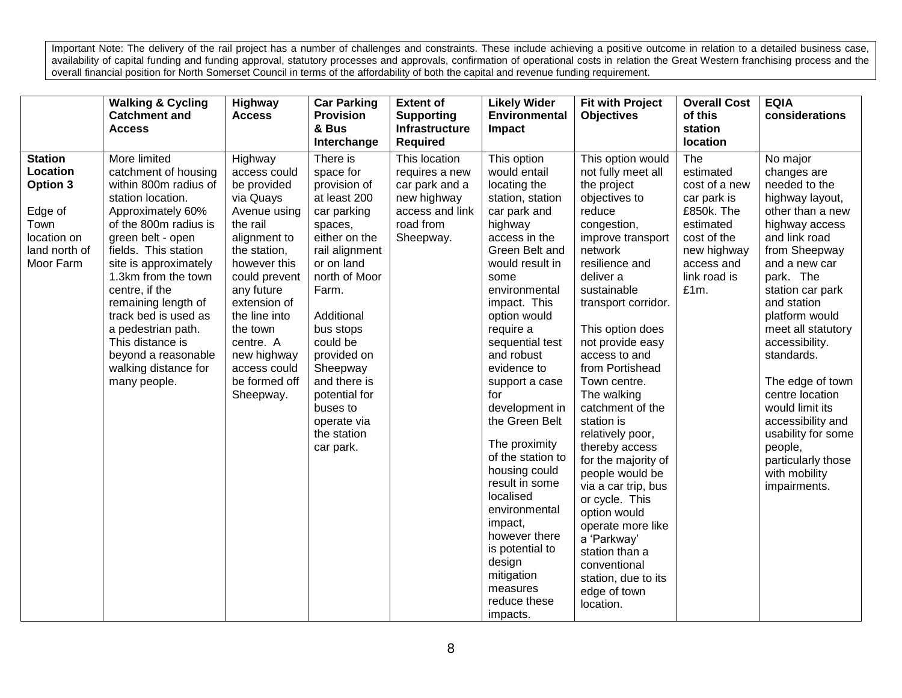Important Note: The delivery of the rail project has a number of challenges and constraints. These include achieving a positive outcome in relation to a detailed business case, availability of capital funding and funding approval, statutory processes and approvals, confirmation of operational costs in relation the Great Western franchising process and the overall financial position for North Somerset Council in terms of the affordability of both the capital and revenue funding requirement.

| | Walking & Cycling Catchment and Access | Highway Access | Car Parking Provision & Bus Interchange | Extent of Supporting Infrastructure Required | Likely Wider Environmental Impact | Fit with Project Objectives | Overall Cost of this station location | EQIA considerations |
|---|---|---|---|---|---|---|---|---|
| **Station Location Option 3**<br><br>Edge of Town location on land north of Moor Farm | More limited catchment of housing within 800m radius of station location. Approximately 60% of the 800m radius is green belt - open fields. This station site is approximately 1.3km from the town centre, if the remaining length of track bed is used as a pedestrian path. This distance is beyond a reasonable walking distance for many people. | Highway access could be provided via Quays Avenue using the rail alignment to the station, however this could prevent any future extension of the line into the town centre. A new highway access could be formed off Sheepway. | There is space for provision of at least 200 car parking spaces, either on the rail alignment or on land north of Moor Farm.<br><br>Additional bus stops could be provided on Sheepway and there is potential for buses to operate via the station car park. | This location requires a new car park and a new highway access and link road from Sheepway. | This option would entail locating the station, station car park and highway access in the Green Belt and would result in some environmental impact. This option would require a sequential test and robust evidence to support a case for development in the Green Belt<br><br>The proximity of the station to housing could result in some localised environmental impact, however there is potential to design mitigation measures reduce these impacts. | This option would not fully meet all the project objectives to reduce congestion, improve transport network resilience and deliver a sustainable transport corridor.<br><br>This option does not provide easy access to and from Portishead Town centre. The walking catchment of the station is relatively poor, thereby access for the majority of people would be via a car trip, bus or cycle. This option would operate more like a 'Parkway' station than a conventional station, due to its edge of town location. | The estimated cost of a new car park is £850k. The estimated cost of the new highway access and link road is £1m. | No major changes are needed to the highway layout, other than a new highway access and link road from Sheepway and a new car park. The station car park and station platform would meet all statutory accessibility. standards.<br><br>The edge of town centre location would limit its accessibility and usability for some people, particularly those with mobility impairments. |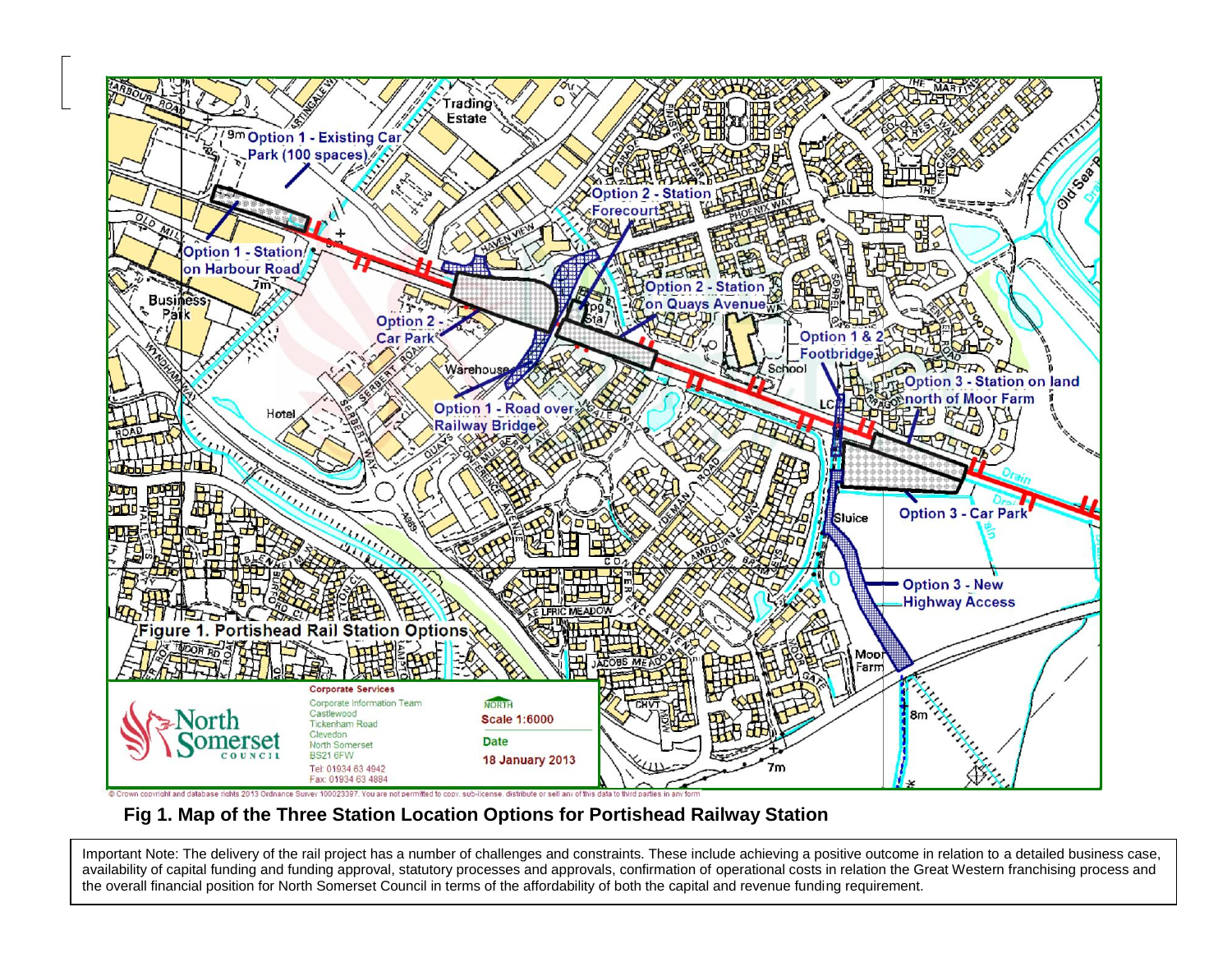**Fig 1. Map of the Three Station Location Options for Portishead Railway Station**

Important Note: The delivery of the rail project has a number of challenges and constraints. These include achieving a positive outcome in relation to a detailed business case, availability of capital funding and funding approval, statutory processes and approvals, confirmation of operational costs in relation the Great Western franchising process and the overall financial position for North Somerset Council in terms of the affordability of both the capital and revenue funding requirement.